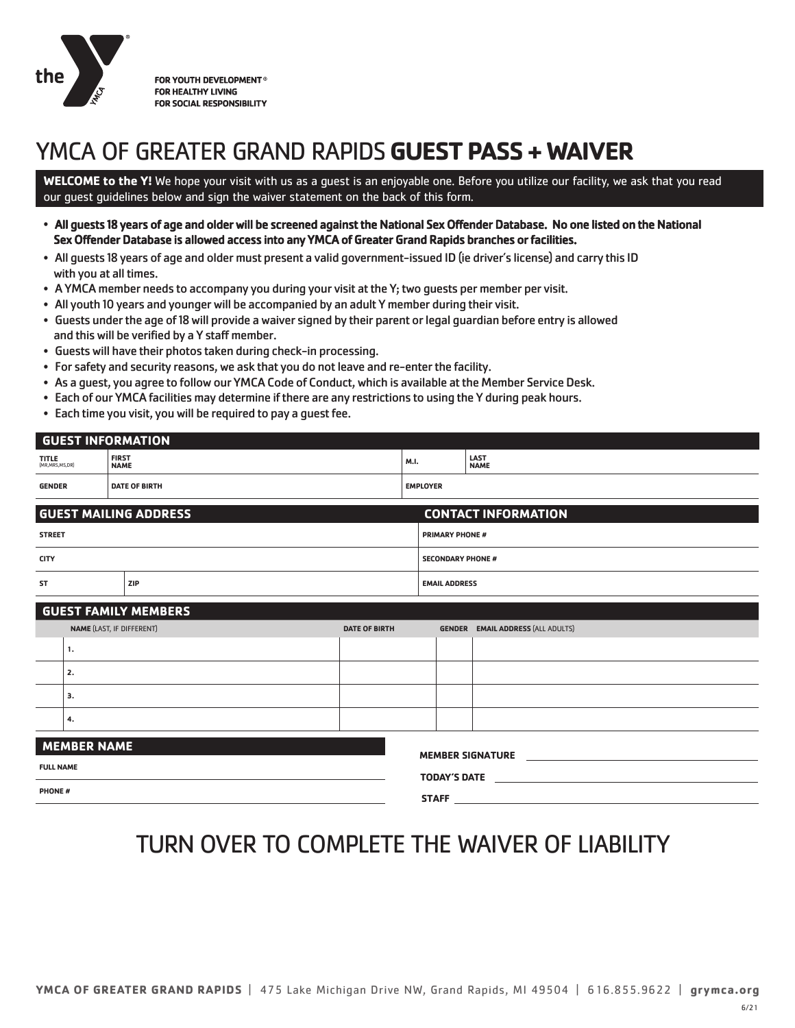FOR YOUTH DEVELOPMENT®
FOR HEALTHY LIVING
FOR SOCIAL RESPONSIBILITY

# YMCA OF GREATER GRAND RAPIDS **GUEST PASS + WAIVER**

**WELCOME to the Y!** We hope your visit with us as a guest is an enjoyable one. Before you utilize our facility, we ask that you read our guest guidelines below and sign the waiver statement on the back of this form.

- **All guests 18 years of age and older will be screened against the National Sex Offender Database. No one listed on the National Sex Offender Database is allowed access into any YMCA of Greater Grand Rapids branches or facilities.**
- All guests 18 years of age and older must present a valid government-issued ID (ie driver's license) and carry this ID with you at all times.
- A YMCA member needs to accompany you during your visit at the Y; two guests per member per visit.
- All youth 10 years and younger will be accompanied by an adult Y member during their visit.
- Guests under the age of 18 will provide a waiver signed by their parent or legal guardian before entry is allowed and this will be verified by a Y staff member.
- Guests will have their photos taken during check-in processing.
- For safety and security reasons, we ask that you do not leave and re-enter the facility.
- As a guest, you agree to follow our YMCA Code of Conduct, which is available at the Member Service Desk.
- Each of our YMCA facilities may determine if there are any restrictions to using the Y during peak hours.
- Each time you visit, you will be required to pay a guest fee.

## GUEST INFORMATION

| TITLE (MR,MRS,MS,DR) | FIRST NAME | M.I. | LAST NAME |
|---|---|---|---|
| GENDER | DATE OF BIRTH | EMPLOYER | |

## GUEST MAILING ADDRESS

| | |
|---|---|
| STREET | |
| CITY | |
| ST | ZIP |

## CONTACT INFORMATION

| |
|---|
| PRIMARY PHONE # |
| SECONDARY PHONE # |
| EMAIL ADDRESS |

## GUEST FAMILY MEMBERS

| | NAME (LAST, IF DIFFERENT) | DATE OF BIRTH | GENDER | EMAIL ADDRESS (ALL ADULTS) |
|---|---|---|---|---|
| | 1. | | | |
| | 2. | | | |
| | 3. | | | |
| | 4. | | | |

## MEMBER NAME

FULL NAME

PHONE #

MEMBER SIGNATURE ____________________

TODAY'S DATE ____________________

STAFF ____________________

# TURN OVER TO COMPLETE THE WAIVER OF LIABILITY

**YMCA OF GREATER GRAND RAPIDS** | 475 Lake Michigan Drive NW, Grand Rapids, MI 49504 | 616.855.9622 | **grymca.org**

6/21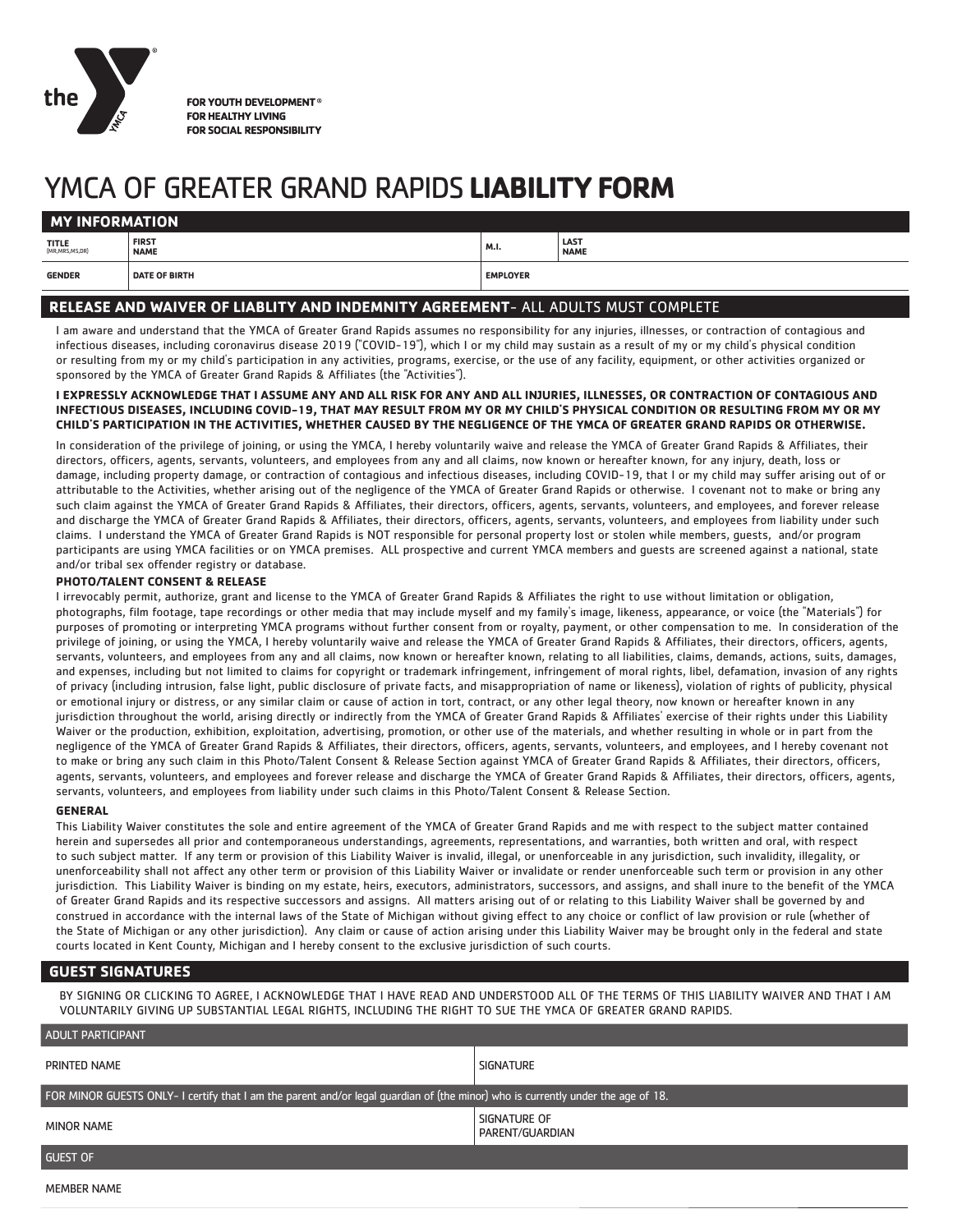FOR YOUTH DEVELOPMENT®
FOR HEALTHY LIVING
FOR SOCIAL RESPONSIBILITY

# YMCA OF GREATER GRAND RAPIDS **LIABILITY FORM**

## MY INFORMATION

| | | | |
|---|---|---|---|
| TITLE (MR,MRS,MS,DR) | FIRST NAME | M.I. | LAST NAME |
| GENDER | DATE OF BIRTH | EMPLOYER | |

## RELEASE AND WAIVER OF LIABLITY AND INDEMNITY AGREEMENT- ALL ADULTS MUST COMPLETE

I am aware and understand that the YMCA of Greater Grand Rapids assumes no responsibility for any injuries, illnesses, or contraction of contagious and infectious diseases, including coronavirus disease 2019 ("COVID-19"), which I or my child may sustain as a result of my or my child's physical condition or resulting from my or my child's participation in any activities, programs, exercise, or the use of any facility, equipment, or other activities organized or sponsored by the YMCA of Greater Grand Rapids & Affiliates (the "Activities").

**I EXPRESSLY ACKNOWLEDGE THAT I ASSUME ANY AND ALL RISK FOR ANY AND ALL INJURIES, ILLNESSES, OR CONTRACTION OF CONTAGIOUS AND INFECTIOUS DISEASES, INCLUDING COVID-19, THAT MAY RESULT FROM MY OR MY CHILD'S PHYSICAL CONDITION OR RESULTING FROM MY OR MY CHILD'S PARTICIPATION IN THE ACTIVITIES, WHETHER CAUSED BY THE NEGLIGENCE OF THE YMCA OF GREATER GRAND RAPIDS OR OTHERWISE.**

In consideration of the privilege of joining, or using the YMCA, I hereby voluntarily waive and release the YMCA of Greater Grand Rapids & Affiliates, their directors, officers, agents, servants, volunteers, and employees from any and all claims, now known or hereafter known, for any injury, death, loss or damage, including property damage, or contraction of contagious and infectious diseases, including COVID-19, that I or my child may suffer arising out of or attributable to the Activities, whether arising out of the negligence of the YMCA of Greater Grand Rapids or otherwise. I covenant not to make or bring any such claim against the YMCA of Greater Grand Rapids & Affiliates, their directors, officers, agents, servants, volunteers, and employees, and forever release and discharge the YMCA of Greater Grand Rapids & Affiliates, their directors, officers, agents, servants, volunteers, and employees from liability under such claims. I understand the YMCA of Greater Grand Rapids is NOT responsible for personal property lost or stolen while members, guests, and/or program participants are using YMCA facilities or on YMCA premises. ALL prospective and current YMCA members and guests are screened against a national, state and/or tribal sex offender registry or database.

### PHOTO/TALENT CONSENT & RELEASE

I irrevocably permit, authorize, grant and license to the YMCA of Greater Grand Rapids & Affiliates the right to use without limitation or obligation, photographs, film footage, tape recordings or other media that may include myself and my family's image, likeness, appearance, or voice (the "Materials") for purposes of promoting or interpreting YMCA programs without further consent from or royalty, payment, or other compensation to me. In consideration of the privilege of joining, or using the YMCA, I hereby voluntarily waive and release the YMCA of Greater Grand Rapids & Affiliates, their directors, officers, agents, servants, volunteers, and employees from any and all claims, now known or hereafter known, relating to all liabilities, claims, demands, actions, suits, damages, and expenses, including but not limited to claims for copyright or trademark infringement, infringement of moral rights, libel, defamation, invasion of any rights of privacy (including intrusion, false light, public disclosure of private facts, and misappropriation of name or likeness), violation of rights of publicity, physical or emotional injury or distress, or any similar claim or cause of action in tort, contract, or any other legal theory, now known or hereafter known in any jurisdiction throughout the world, arising directly or indirectly from the YMCA of Greater Grand Rapids & Affiliates' exercise of their rights under this Liability Waiver or the production, exhibition, exploitation, advertising, promotion, or other use of the materials, and whether resulting in whole or in part from the negligence of the YMCA of Greater Grand Rapids & Affiliates, their directors, officers, agents, servants, volunteers, and employees, and I hereby covenant not to make or bring any such claim in this Photo/Talent Consent & Release Section against YMCA of Greater Grand Rapids & Affiliates, their directors, officers, agents, servants, volunteers, and employees and forever release and discharge the YMCA of Greater Grand Rapids & Affiliates, their directors, officers, agents, servants, volunteers, and employees from liability under such claims in this Photo/Talent Consent & Release Section.

### GENERAL

This Liability Waiver constitutes the sole and entire agreement of the YMCA of Greater Grand Rapids and me with respect to the subject matter contained herein and supersedes all prior and contemporaneous understandings, agreements, representations, and warranties, both written and oral, with respect to such subject matter. If any term or provision of this Liability Waiver is invalid, illegal, or unenforceable in any jurisdiction, such invalidity, illegality, or unenforceability shall not affect any other term or provision of this Liability Waiver or invalidate or render unenforceable such term or provision in any other jurisdiction. This Liability Waiver is binding on my estate, heirs, executors, administrators, successors, and assigns, and shall inure to the benefit of the YMCA of Greater Grand Rapids and its respective successors and assigns. All matters arising out of or relating to this Liability Waiver shall be governed by and construed in accordance with the internal laws of the State of Michigan without giving effect to any choice or conflict of law provision or rule (whether of the State of Michigan or any other jurisdiction). Any claim or cause of action arising under this Liability Waiver may be brought only in the federal and state courts located in Kent County, Michigan and I hereby consent to the exclusive jurisdiction of such courts.

## GUEST SIGNATURES

BY SIGNING OR CLICKING TO AGREE, I ACKNOWLEDGE THAT I HAVE READ AND UNDERSTOOD ALL OF THE TERMS OF THIS LIABILITY WAIVER AND THAT I AM VOLUNTARILY GIVING UP SUBSTANTIAL LEGAL RIGHTS, INCLUDING THE RIGHT TO SUE THE YMCA OF GREATER GRAND RAPIDS.

| ADULT PARTICIPANT | |
|---|---|
| PRINTED NAME | SIGNATURE |
| FOR MINOR GUESTS ONLY- I certify that I am the parent and/or legal guardian of (the minor) who is currently under the age of 18. | |
| MINOR NAME | SIGNATURE OF PARENT/GUARDIAN |
| GUEST OF | |
| MEMBER NAME | |